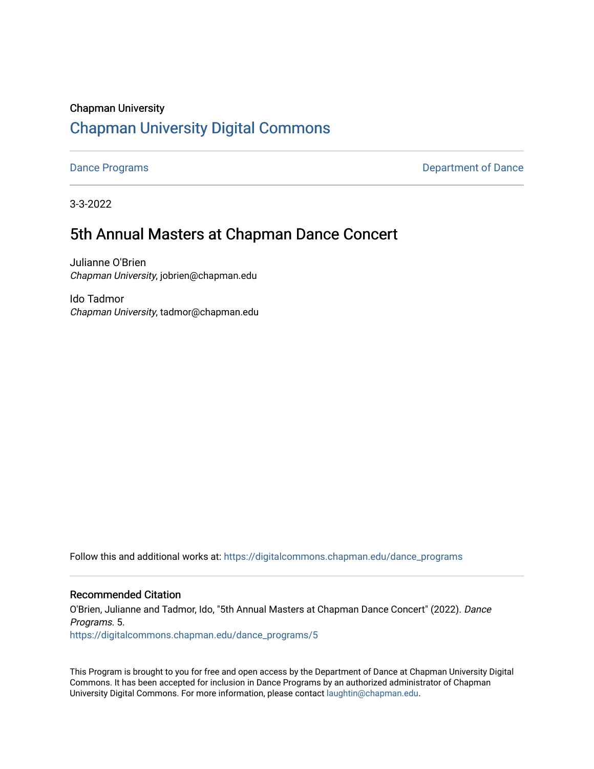Chapman University

# Chapman University Digital Commons

Dance Programs | Department of Dance

3-3-2022

## 5th Annual Masters at Chapman Dance Concert

Julianne O'Brien
*Chapman University*, jobrien@chapman.edu

Ido Tadmor
*Chapman University*, tadmor@chapman.edu

Follow this and additional works at: https://digitalcommons.chapman.edu/dance_programs

### Recommended Citation

O'Brien, Julianne and Tadmor, Ido, "5th Annual Masters at Chapman Dance Concert" (2022). *Dance Programs*. 5.
https://digitalcommons.chapman.edu/dance_programs/5

This Program is brought to you for free and open access by the Department of Dance at Chapman University Digital Commons. It has been accepted for inclusion in Dance Programs by an authorized administrator of Chapman University Digital Commons. For more information, please contact laughtin@chapman.edu.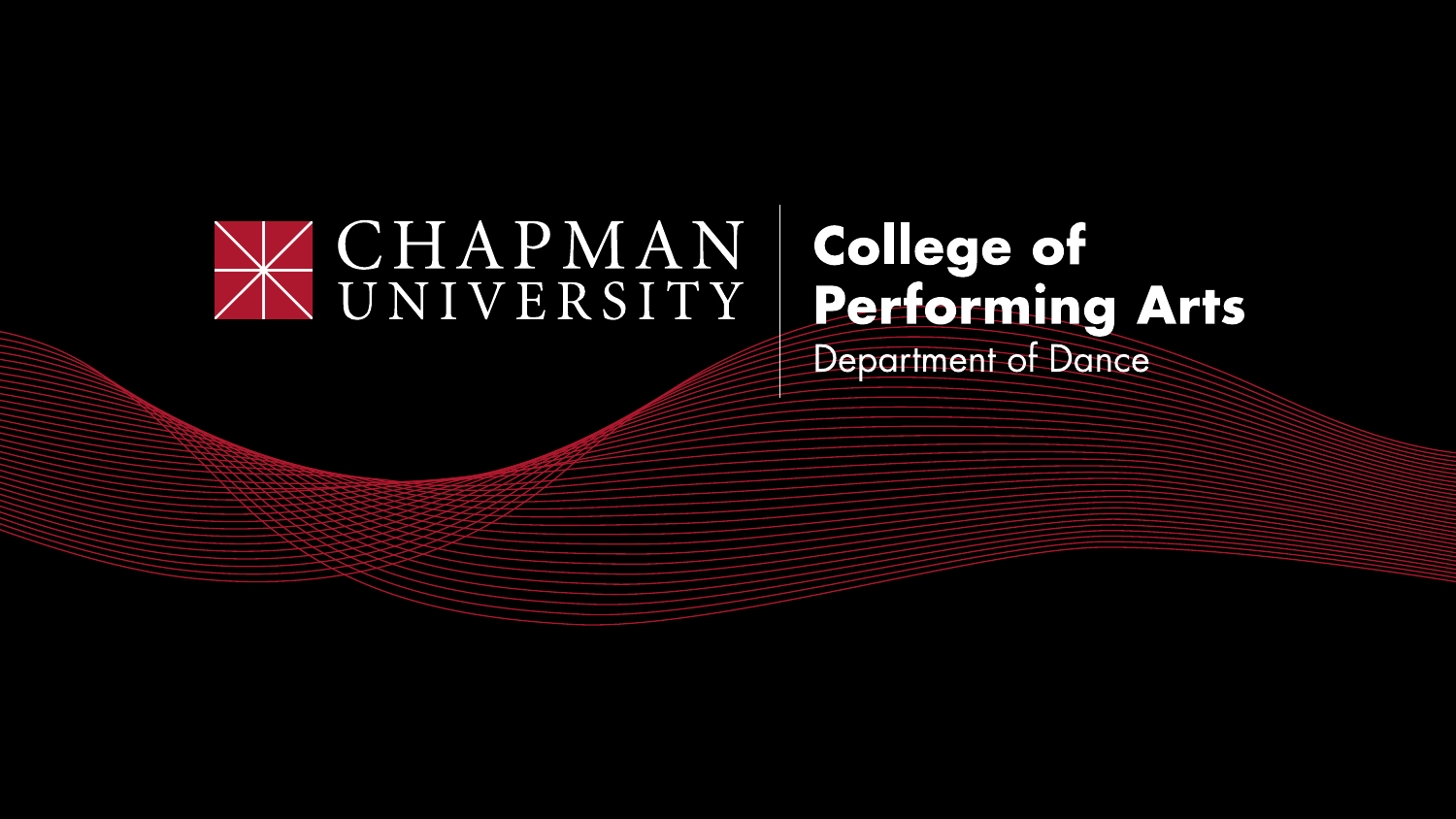CHAPMAN UNIVERSITY

**College of Performing Arts**

Department of Dance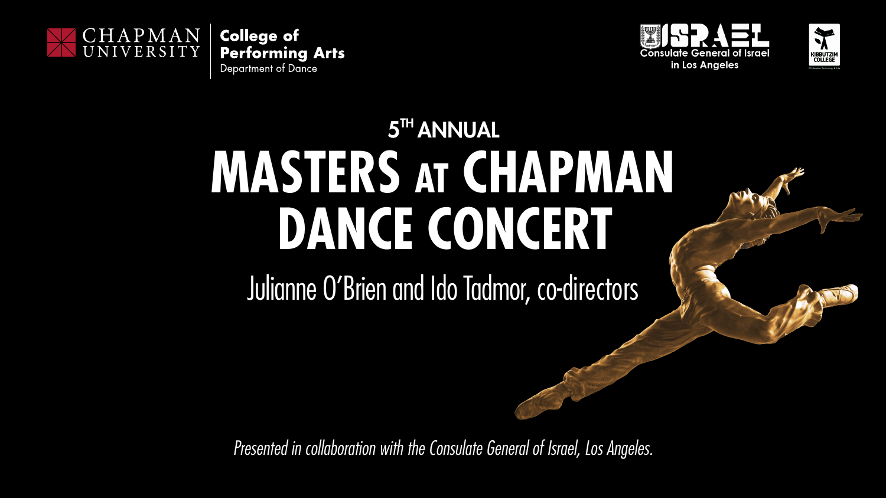CHAPMAN UNIVERSITY

**College of Performing Arts**
Department of Dance

**ISRAEL**
**Consulate General of Israel in Los Angeles**

KIBBUTZIM COLLEGE

## 5TH ANNUAL

# MASTERS AT CHAPMAN DANCE CONCERT

Julianne O'Brien and Ido Tadmor, co-directors

*Presented in collaboration with the Consulate General of Israel, Los Angeles.*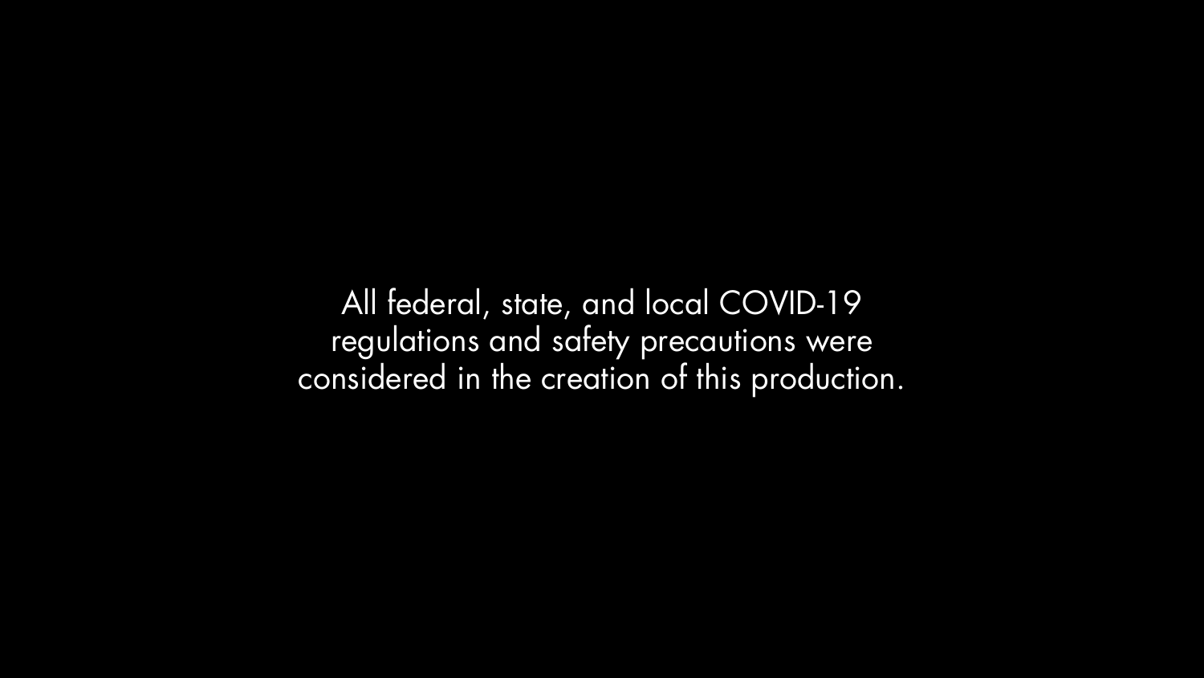All federal, state, and local COVID-19 regulations and safety precautions were considered in the creation of this production.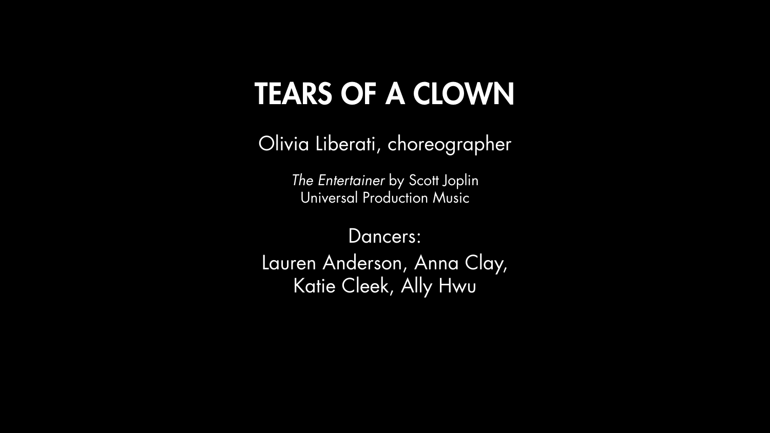# TEARS OF A CLOWN

Olivia Liberati, choreographer

*The Entertainer* by Scott Joplin
Universal Production Music

Dancers:
Lauren Anderson, Anna Clay,
Katie Cleek, Ally Hwu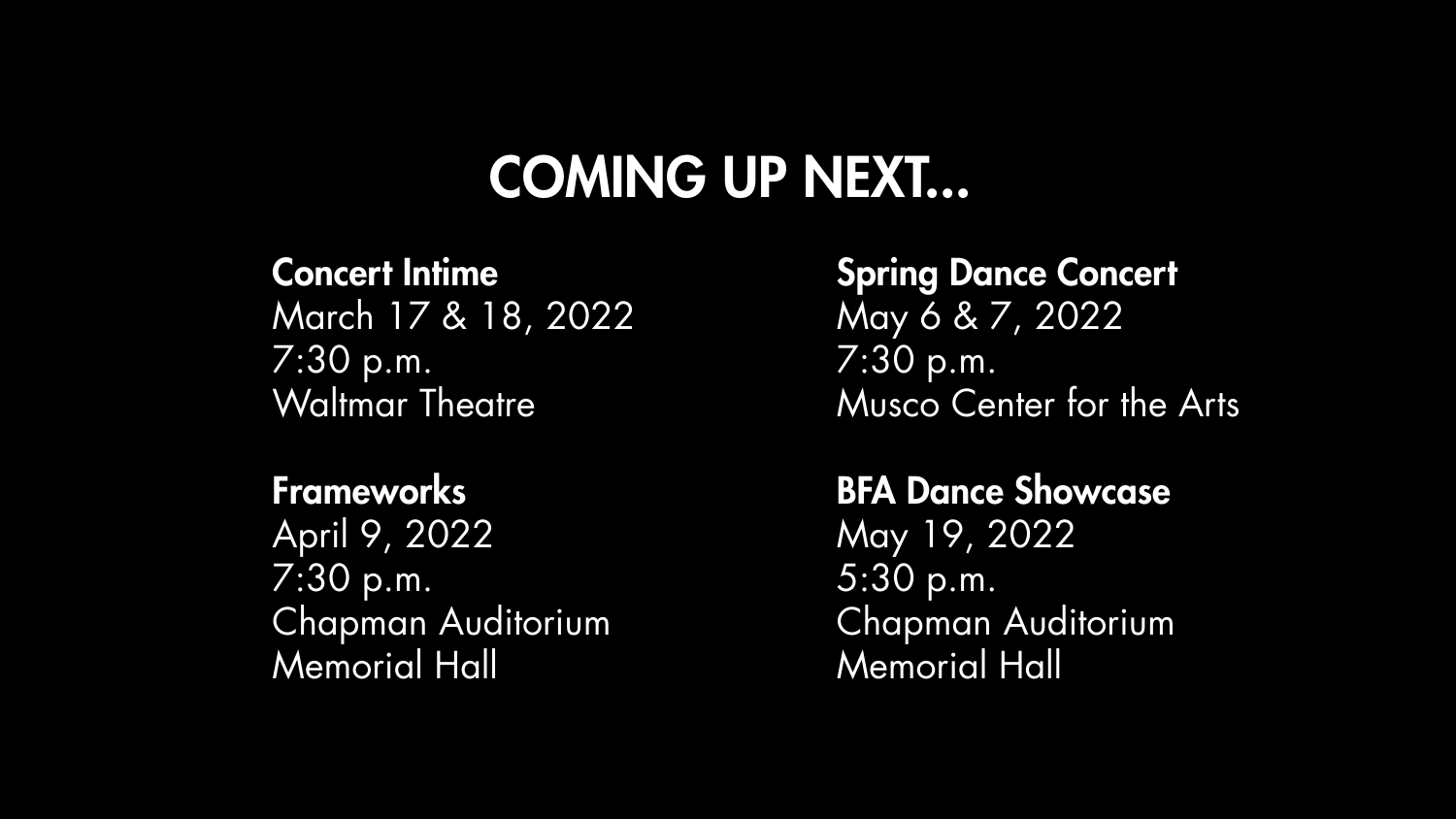# COMING UP NEXT...

**Concert Intime**
March 17 & 18, 2022
7:30 p.m.
Waltmar Theatre

**Frameworks**
April 9, 2022
7:30 p.m.
Chapman Auditorium
Memorial Hall

**Spring Dance Concert**
May 6 & 7, 2022
7:30 p.m.
Musco Center for the Arts

**BFA Dance Showcase**
May 19, 2022
5:30 p.m.
Chapman Auditorium
Memorial Hall